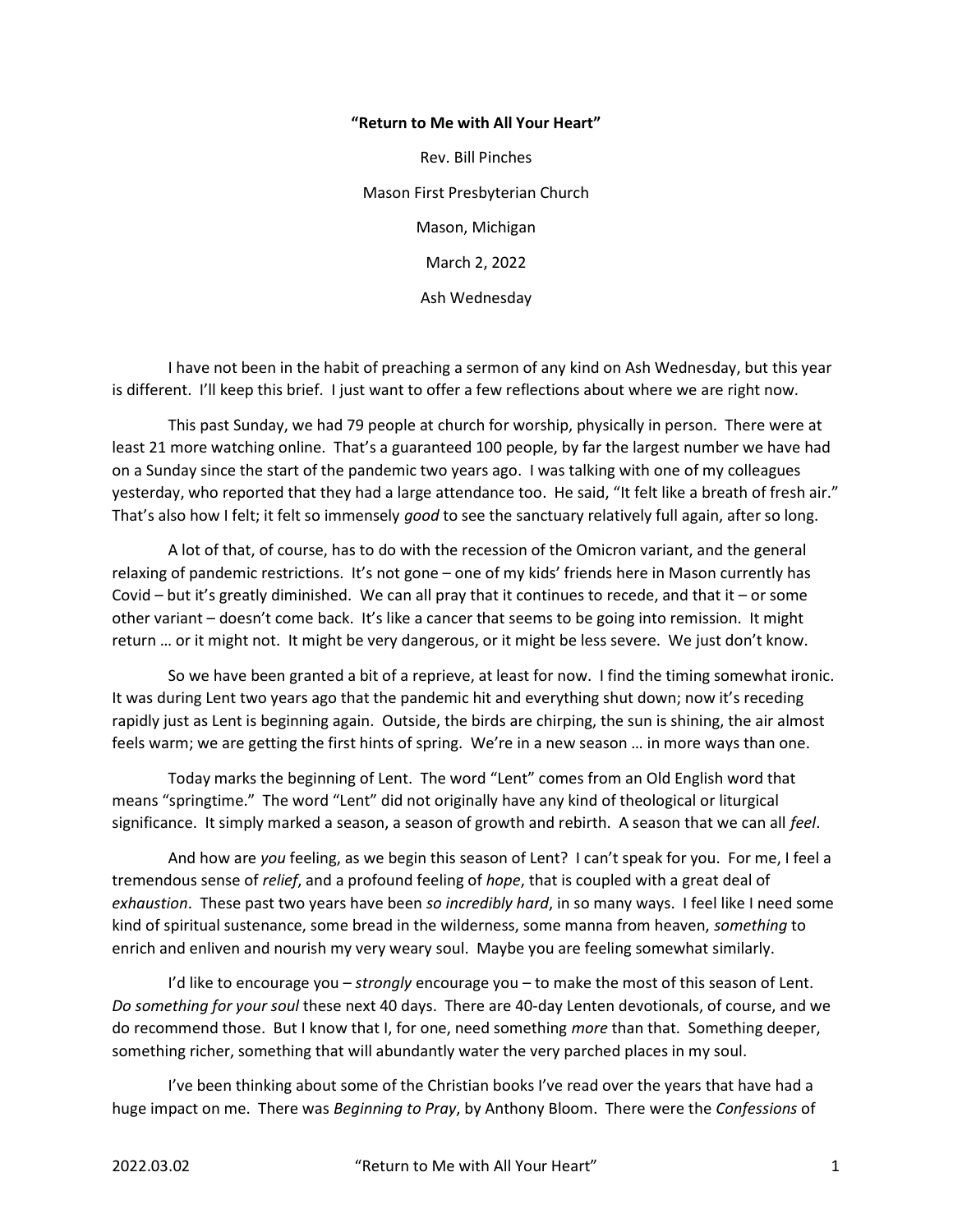**"Return to Me with All Your Heart"**

Rev. Bill Pinches

Mason First Presbyterian Church

Mason, Michigan

March 2, 2022

Ash Wednesday

I have not been in the habit of preaching a sermon of any kind on Ash Wednesday, but this year is different. I'll keep this brief. I just want to offer a few reflections about where we are right now.

This past Sunday, we had 79 people at church for worship, physically in person. There were at least 21 more watching online. That's a guaranteed 100 people, by far the largest number we have had on a Sunday since the start of the pandemic two years ago. I was talking with one of my colleagues yesterday, who reported that they had a large attendance too. He said, "It felt like a breath of fresh air." That's also how I felt; it felt so immensely *good* to see the sanctuary relatively full again, after so long.

A lot of that, of course, has to do with the recession of the Omicron variant, and the general relaxing of pandemic restrictions. It's not gone – one of my kids' friends here in Mason currently has Covid – but it's greatly diminished. We can all pray that it continues to recede, and that it – or some other variant – doesn't come back. It's like a cancer that seems to be going into remission. It might return … or it might not. It might be very dangerous, or it might be less severe. We just don't know.

So we have been granted a bit of a reprieve, at least for now. I find the timing somewhat ironic. It was during Lent two years ago that the pandemic hit and everything shut down; now it's receding rapidly just as Lent is beginning again. Outside, the birds are chirping, the sun is shining, the air almost feels warm; we are getting the first hints of spring. We're in a new season … in more ways than one.

Today marks the beginning of Lent. The word "Lent" comes from an Old English word that means "springtime." The word "Lent" did not originally have any kind of theological or liturgical significance. It simply marked a season, a season of growth and rebirth. A season that we can all *feel*.

And how are *you* feeling, as we begin this season of Lent? I can't speak for you. For me, I feel a tremendous sense of *relief*, and a profound feeling of *hope*, that is coupled with a great deal of *exhaustion*. These past two years have been *so incredibly hard*, in so many ways. I feel like I need some kind of spiritual sustenance, some bread in the wilderness, some manna from heaven, *something* to enrich and enliven and nourish my very weary soul. Maybe you are feeling somewhat similarly.

I'd like to encourage you – *strongly* encourage you – to make the most of this season of Lent. *Do something for your soul* these next 40 days. There are 40-day Lenten devotionals, of course, and we do recommend those. But I know that I, for one, need something *more* than that. Something deeper, something richer, something that will abundantly water the very parched places in my soul.

I've been thinking about some of the Christian books I've read over the years that have had a huge impact on me. There was *Beginning to Pray*, by Anthony Bloom. There were the *Confessions* of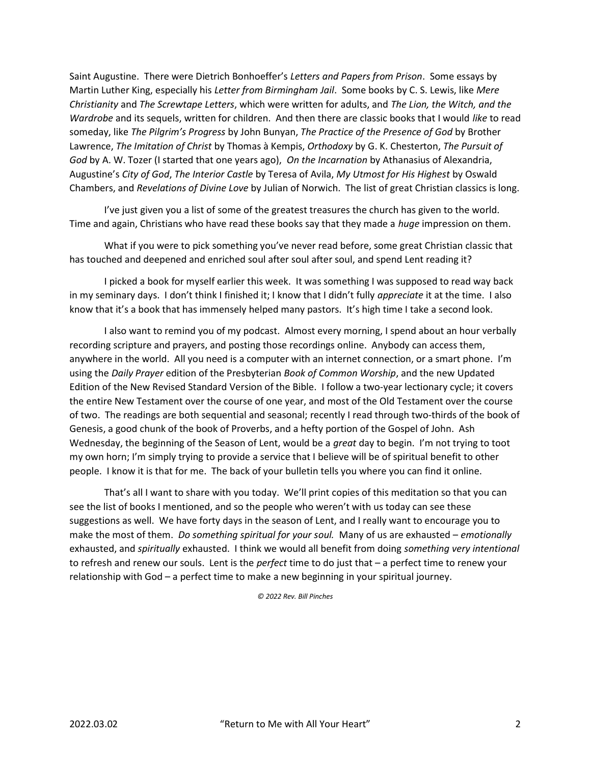Saint Augustine. There were Dietrich Bonhoeffer's *Letters and Papers from Prison*. Some essays by Martin Luther King, especially his *Letter from Birmingham Jail*. Some books by C. S. Lewis, like *Mere Christianity* and *The Screwtape Letters*, which were written for adults, and *The Lion, the Witch, and the Wardrobe* and its sequels, written for children. And then there are classic books that I would *like* to read someday, like *The Pilgrim's Progress* by John Bunyan, *The Practice of the Presence of God* by Brother Lawrence, *The Imitation of Christ* by Thomas à Kempis, *Orthodoxy* by G. K. Chesterton, *The Pursuit of God* by A. W. Tozer (I started that one years ago), *On the Incarnation* by Athanasius of Alexandria, Augustine's *City of God*, *The Interior Castle* by Teresa of Avila, *My Utmost for His Highest* by Oswald Chambers, and *Revelations of Divine Love* by Julian of Norwich. The list of great Christian classics is long.

I've just given you a list of some of the greatest treasures the church has given to the world. Time and again, Christians who have read these books say that they made a *huge* impression on them.

What if you were to pick something you've never read before, some great Christian classic that has touched and deepened and enriched soul after soul after soul, and spend Lent reading it?

I picked a book for myself earlier this week. It was something I was supposed to read way back in my seminary days. I don't think I finished it; I know that I didn't fully *appreciate* it at the time. I also know that it's a book that has immensely helped many pastors. It's high time I take a second look.

I also want to remind you of my podcast. Almost every morning, I spend about an hour verbally recording scripture and prayers, and posting those recordings online. Anybody can access them, anywhere in the world. All you need is a computer with an internet connection, or a smart phone. I'm using the *Daily Prayer* edition of the Presbyterian *Book of Common Worship*, and the new Updated Edition of the New Revised Standard Version of the Bible. I follow a two-year lectionary cycle; it covers the entire New Testament over the course of one year, and most of the Old Testament over the course of two. The readings are both sequential and seasonal; recently I read through two-thirds of the book of Genesis, a good chunk of the book of Proverbs, and a hefty portion of the Gospel of John. Ash Wednesday, the beginning of the Season of Lent, would be a *great* day to begin. I'm not trying to toot my own horn; I'm simply trying to provide a service that I believe will be of spiritual benefit to other people. I know it is that for me. The back of your bulletin tells you where you can find it online.

That's all I want to share with you today. We'll print copies of this meditation so that you can see the list of books I mentioned, and so the people who weren't with us today can see these suggestions as well. We have forty days in the season of Lent, and I really want to encourage you to make the most of them. *Do something spiritual for your soul.* Many of us are exhausted – *emotionally* exhausted, and *spiritually* exhausted. I think we would all benefit from doing *something very intentional* to refresh and renew our souls. Lent is the *perfect* time to do just that – a perfect time to renew your relationship with God – a perfect time to make a new beginning in your spiritual journey.

*© 2022 Rev. Bill Pinches*